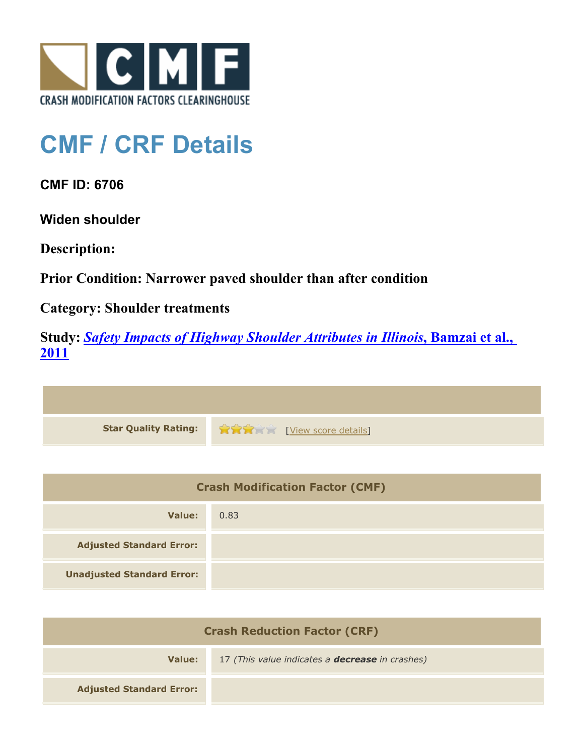CRASH MODIFICATION FACTORS CLEARINGHOUSE

# CMF / CRF Details

## CMF ID: 6706

### Widen shoulder

**Description:**

**Prior Condition: Narrower paved shoulder than after condition**

**Category: Shoulder treatments**

**Study: *Safety Impacts of Highway Shoulder Attributes in Illinois*, Bamzai et al., 2011**

| | |
|---|---|
| **Star Quality Rating:** | 3 of 5 stars [View score details] |

| Crash Modification Factor (CMF) | |
|---|---|
| **Value:** | 0.83 |
| **Adjusted Standard Error:** | |
| **Unadjusted Standard Error:** | |

| Crash Reduction Factor (CRF) | |
|---|---|
| **Value:** | 17 *(This value indicates a **decrease** in crashes)* |
| **Adjusted Standard Error:** | |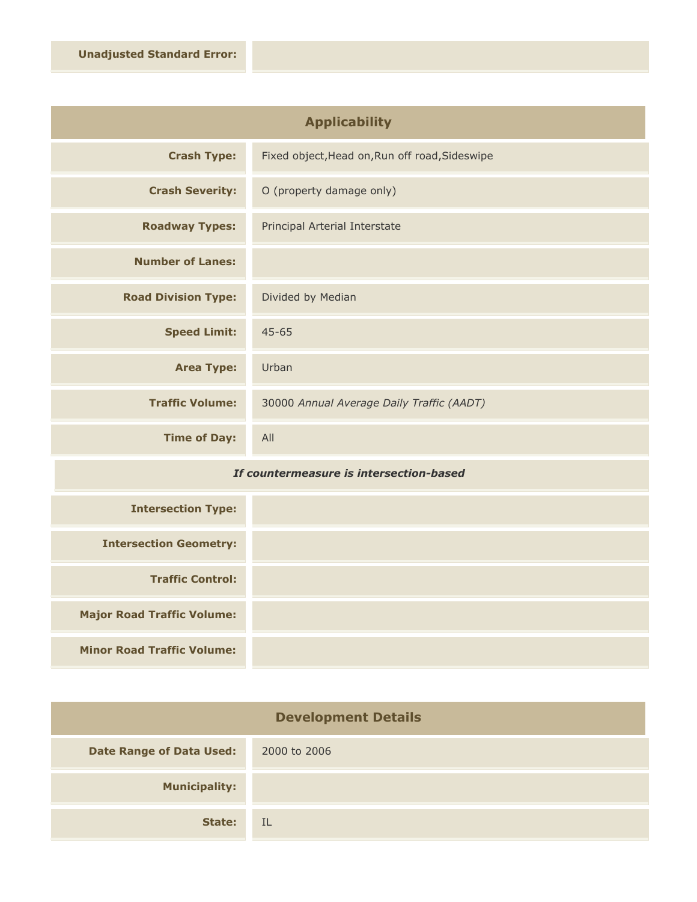| | |
|---|---|
| **Unadjusted Standard Error:** | |

## Applicability

| | |
|---|---|
| **Crash Type:** | Fixed object,Head on,Run off road,Sideswipe |
| **Crash Severity:** | O (property damage only) |
| **Roadway Types:** | Principal Arterial Interstate |
| **Number of Lanes:** | |
| **Road Division Type:** | Divided by Median |
| **Speed Limit:** | 45-65 |
| **Area Type:** | Urban |
| **Traffic Volume:** | 30000 *Annual Average Daily Traffic (AADT)* |
| **Time of Day:** | All |

***If countermeasure is intersection-based***

| | |
|---|---|
| **Intersection Type:** | |
| **Intersection Geometry:** | |
| **Traffic Control:** | |
| **Major Road Traffic Volume:** | |
| **Minor Road Traffic Volume:** | |

## Development Details

| | |
|---|---|
| **Date Range of Data Used:** | 2000 to 2006 |
| **Municipality:** | |
| **State:** | IL |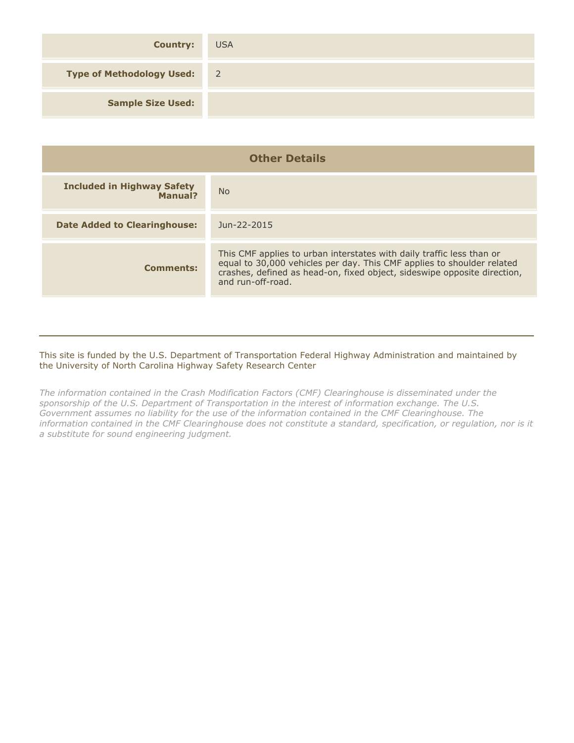| | |
|---|---|
| **Country:** | USA |
| **Type of Methodology Used:** | 2 |
| **Sample Size Used:** | |

## Other Details

| | |
|---|---|
| **Included in Highway Safety Manual?** | No |
| **Date Added to Clearinghouse:** | Jun-22-2015 |
| **Comments:** | This CMF applies to urban interstates with daily traffic less than or equal to 30,000 vehicles per day. This CMF applies to shoulder related crashes, defined as head-on, fixed object, sideswipe opposite direction, and run-off-road. |

---

This site is funded by the U.S. Department of Transportation Federal Highway Administration and maintained by the University of North Carolina Highway Safety Research Center

*The information contained in the Crash Modification Factors (CMF) Clearinghouse is disseminated under the sponsorship of the U.S. Department of Transportation in the interest of information exchange. The U.S. Government assumes no liability for the use of the information contained in the CMF Clearinghouse. The information contained in the CMF Clearinghouse does not constitute a standard, specification, or regulation, nor is it a substitute for sound engineering judgment.*